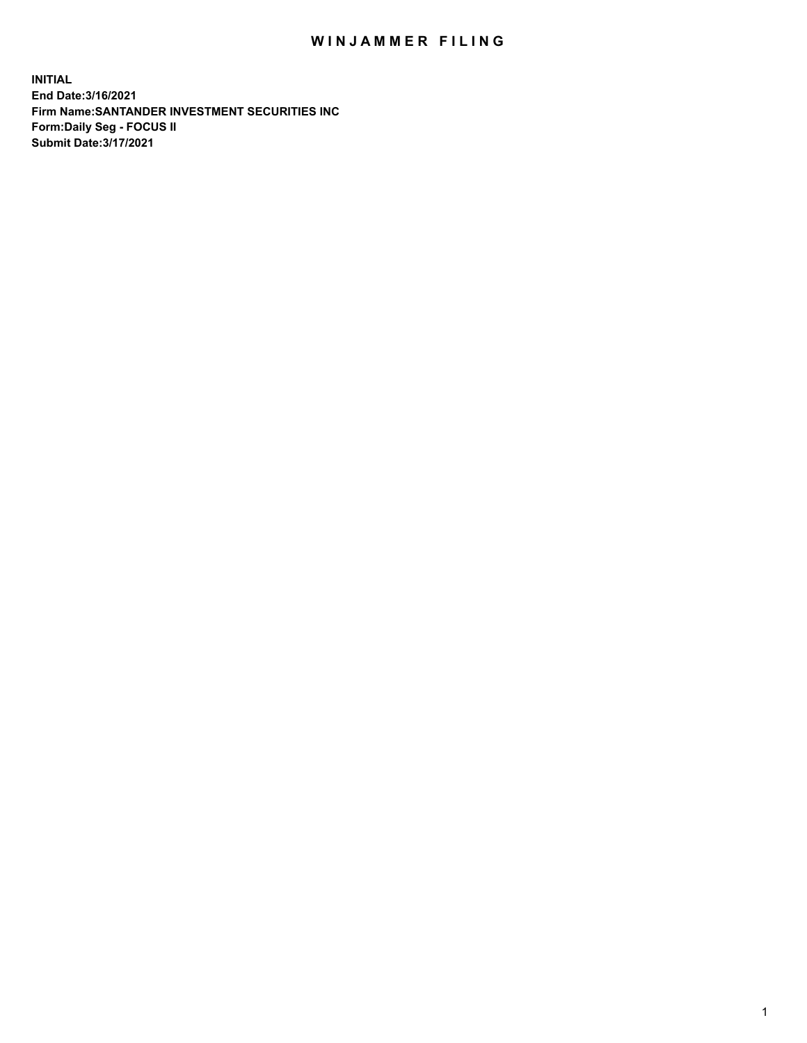# WINJAMMER FILING

**INITIAL**
**End Date:3/16/2021**
**Firm Name:SANTANDER INVESTMENT SECURITIES INC**
**Form:Daily Seg - FOCUS II**
**Submit Date:3/17/2021**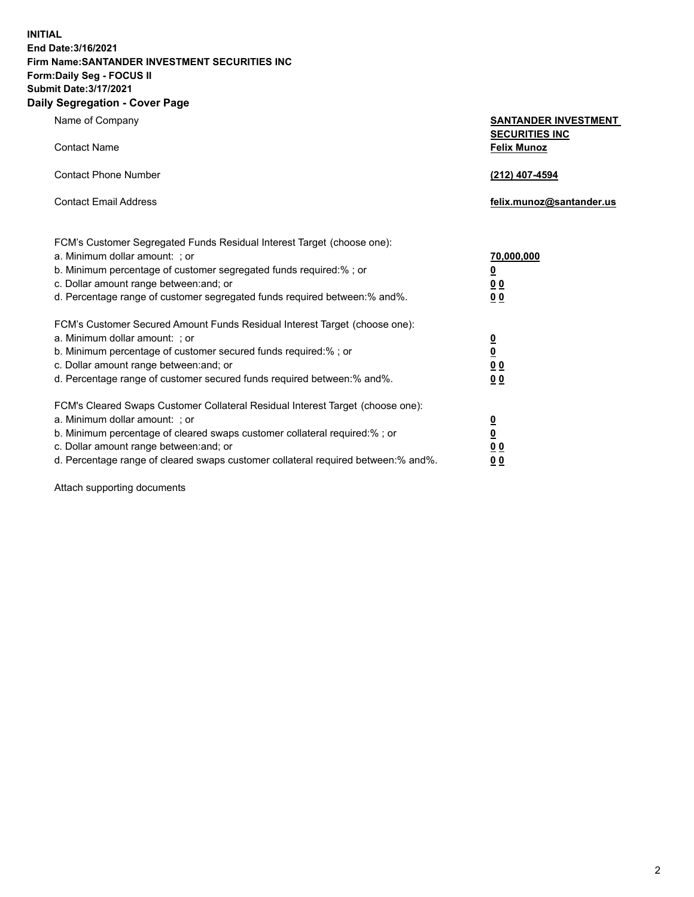**INITIAL**
**End Date:3/16/2021**
**Firm Name:SANTANDER INVESTMENT SECURITIES INC**
**Form:Daily Seg - FOCUS II**
**Submit Date:3/17/2021**

## Daily Segregation - Cover Page

| | |
|---|---|
| Name of Company | **SANTANDER INVESTMENT SECURITIES INC** |
| Contact Name | **Felix Munoz** |
| Contact Phone Number | **(212) 407-4594** |
| Contact Email Address | **felix.munoz@santander.us** |

| | |
|---|---|
| FCM's Customer Segregated Funds Residual Interest Target (choose one): | |
| a. Minimum dollar amount: ; or | **70,000,000** |
| b. Minimum percentage of customer segregated funds required:% ; or | **0** |
| c. Dollar amount range between:and; or | **0 0** |
| d. Percentage range of customer segregated funds required between:% and%. | **0 0** |
| FCM's Customer Secured Amount Funds Residual Interest Target (choose one): | |
| a. Minimum dollar amount: ; or | **0** |
| b. Minimum percentage of customer secured funds required:% ; or | **0** |
| c. Dollar amount range between:and; or | **0 0** |
| d. Percentage range of customer secured funds required between:% and%. | **0 0** |
| FCM's Cleared Swaps Customer Collateral Residual Interest Target (choose one): | |
| a. Minimum dollar amount: ; or | **0** |
| b. Minimum percentage of cleared swaps customer collateral required:% ; or | **0** |
| c. Dollar amount range between:and; or | **0 0** |
| d. Percentage range of cleared swaps customer collateral required between:% and%. | **0 0** |

Attach supporting documents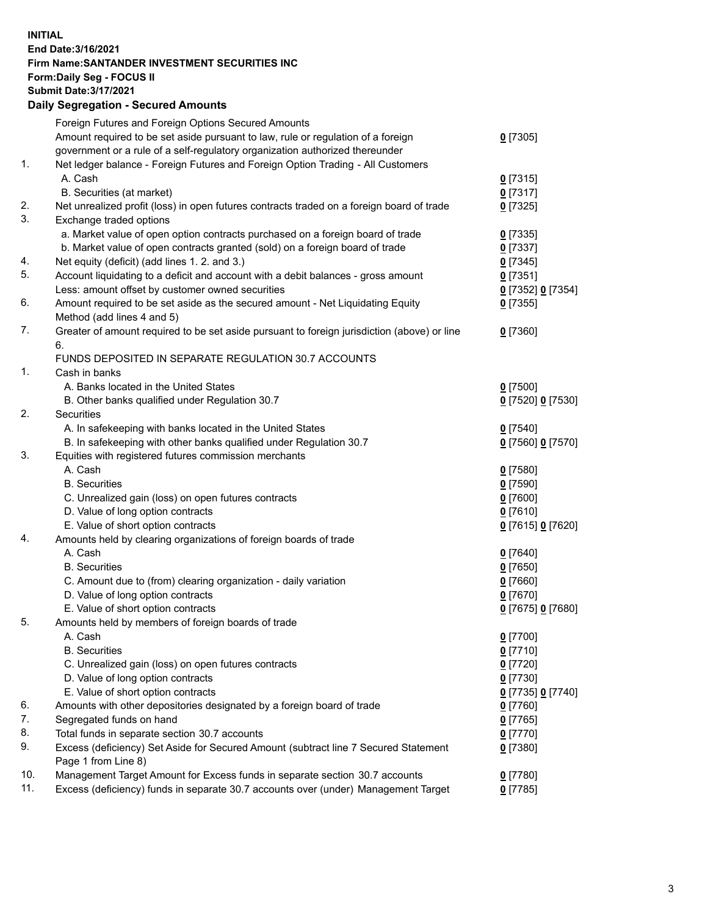**INITIAL**
**End Date:3/16/2021**
**Firm Name:SANTANDER INVESTMENT SECURITIES INC**
**Form:Daily Seg - FOCUS II**
**Submit Date:3/17/2021**

## Daily Segregation - Secured Amounts

| | | |
|---|---|---|
| | Foreign Futures and Foreign Options Secured Amounts | |
| | Amount required to be set aside pursuant to law, rule or regulation of a foreign government or a rule of a self-regulatory organization authorized thereunder | 0 [7305] |
| 1. | Net ledger balance - Foreign Futures and Foreign Option Trading - All Customers | |
| | A. Cash | 0 [7315] |
| | B. Securities (at market) | 0 [7317] |
| 2. | Net unrealized profit (loss) in open futures contracts traded on a foreign board of trade | 0 [7325] |
| 3. | Exchange traded options | |
| | a. Market value of open option contracts purchased on a foreign board of trade | 0 [7335] |
| | b. Market value of open contracts granted (sold) on a foreign board of trade | 0 [7337] |
| 4. | Net equity (deficit) (add lines 1. 2. and 3.) | 0 [7345] |
| 5. | Account liquidating to a deficit and account with a debit balances - gross amount | 0 [7351] |
| | Less: amount offset by customer owned securities | 0 [7352] 0 [7354] |
| 6. | Amount required to be set aside as the secured amount - Net Liquidating Equity Method (add lines 4 and 5) | 0 [7355] |
| 7. | Greater of amount required to be set aside pursuant to foreign jurisdiction (above) or line 6. | 0 [7360] |
| | FUNDS DEPOSITED IN SEPARATE REGULATION 30.7 ACCOUNTS | |
| 1. | Cash in banks | |
| | A. Banks located in the United States | 0 [7500] |
| | B. Other banks qualified under Regulation 30.7 | 0 [7520] 0 [7530] |
| 2. | Securities | |
| | A. In safekeeping with banks located in the United States | 0 [7540] |
| | B. In safekeeping with other banks qualified under Regulation 30.7 | 0 [7560] 0 [7570] |
| 3. | Equities with registered futures commission merchants | |
| | A. Cash | 0 [7580] |
| | B. Securities | 0 [7590] |
| | C. Unrealized gain (loss) on open futures contracts | 0 [7600] |
| | D. Value of long option contracts | 0 [7610] |
| | E. Value of short option contracts | 0 [7615] 0 [7620] |
| 4. | Amounts held by clearing organizations of foreign boards of trade | |
| | A. Cash | 0 [7640] |
| | B. Securities | 0 [7650] |
| | C. Amount due to (from) clearing organization - daily variation | 0 [7660] |
| | D. Value of long option contracts | 0 [7670] |
| | E. Value of short option contracts | 0 [7675] 0 [7680] |
| 5. | Amounts held by members of foreign boards of trade | |
| | A. Cash | 0 [7700] |
| | B. Securities | 0 [7710] |
| | C. Unrealized gain (loss) on open futures contracts | 0 [7720] |
| | D. Value of long option contracts | 0 [7730] |
| | E. Value of short option contracts | 0 [7735] 0 [7740] |
| 6. | Amounts with other depositories designated by a foreign board of trade | 0 [7760] |
| 7. | Segregated funds on hand | 0 [7765] |
| 8. | Total funds in separate section 30.7 accounts | 0 [7770] |
| 9. | Excess (deficiency) Set Aside for Secured Amount (subtract line 7 Secured Statement Page 1 from Line 8) | 0 [7380] |
| 10. | Management Target Amount for Excess funds in separate section 30.7 accounts | 0 [7780] |
| 11. | Excess (deficiency) funds in separate 30.7 accounts over (under) Management Target | 0 [7785] |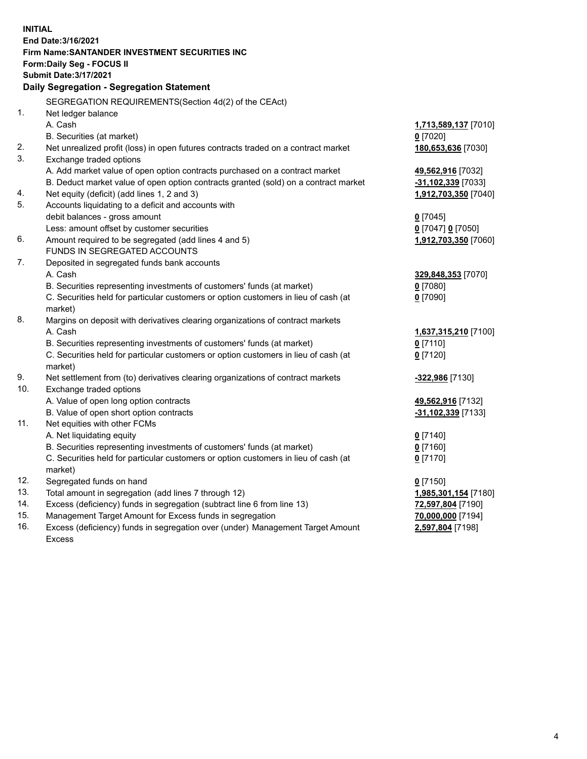**INITIAL**
**End Date:3/16/2021**
**Firm Name:SANTANDER INVESTMENT SECURITIES INC**
**Form:Daily Seg - FOCUS II**
**Submit Date:3/17/2021**

## Daily Segregation - Segregation Statement

SEGREGATION REQUIREMENTS(Section 4d(2) of the CEAct)

| | | |
|---|---|---|
| 1. | Net ledger balance | |
| | A. Cash | **1,713,589,137** [7010] |
| | B. Securities (at market) | **0** [7020] |
| 2. | Net unrealized profit (loss) in open futures contracts traded on a contract market | **180,653,636** [7030] |
| 3. | Exchange traded options | |
| | A. Add market value of open option contracts purchased on a contract market | **49,562,916** [7032] |
| | B. Deduct market value of open option contracts granted (sold) on a contract market | **-31,102,339** [7033] |
| 4. | Net equity (deficit) (add lines 1, 2 and 3) | **1,912,703,350** [7040] |
| 5. | Accounts liquidating to a deficit and accounts with debit balances - gross amount | **0** [7045] |
| | Less: amount offset by customer securities | **0** [7047] **0** [7050] |
| 6. | Amount required to be segregated (add lines 4 and 5) | **1,912,703,350** [7060] |
| | FUNDS IN SEGREGATED ACCOUNTS | |
| 7. | Deposited in segregated funds bank accounts | |
| | A. Cash | **329,848,353** [7070] |
| | B. Securities representing investments of customers' funds (at market) | **0** [7080] |
| | C. Securities held for particular customers or option customers in lieu of cash (at market) | **0** [7090] |
| 8. | Margins on deposit with derivatives clearing organizations of contract markets | |
| | A. Cash | **1,637,315,210** [7100] |
| | B. Securities representing investments of customers' funds (at market) | **0** [7110] |
| | C. Securities held for particular customers or option customers in lieu of cash (at market) | **0** [7120] |
| 9. | Net settlement from (to) derivatives clearing organizations of contract markets | **-322,986** [7130] |
| 10. | Exchange traded options | |
| | A. Value of open long option contracts | **49,562,916** [7132] |
| | B. Value of open short option contracts | **-31,102,339** [7133] |
| 11. | Net equities with other FCMs | |
| | A. Net liquidating equity | **0** [7140] |
| | B. Securities representing investments of customers' funds (at market) | **0** [7160] |
| | C. Securities held for particular customers or option customers in lieu of cash (at market) | **0** [7170] |
| 12. | Segregated funds on hand | **0** [7150] |
| 13. | Total amount in segregation (add lines 7 through 12) | **1,985,301,154** [7180] |
| 14. | Excess (deficiency) funds in segregation (subtract line 6 from line 13) | **72,597,804** [7190] |
| 15. | Management Target Amount for Excess funds in segregation | **70,000,000** [7194] |
| 16. | Excess (deficiency) funds in segregation over (under) Management Target Amount Excess | **2,597,804** [7198] |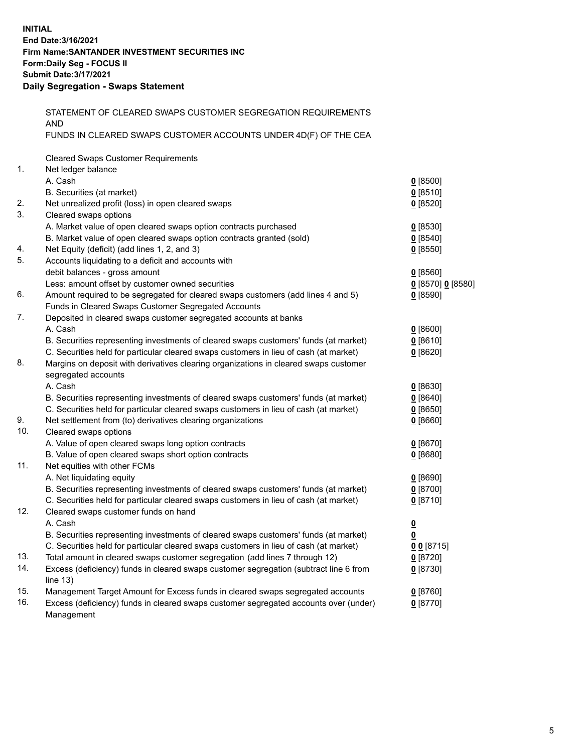**INITIAL**
**End Date:3/16/2021**
**Firm Name:SANTANDER INVESTMENT SECURITIES INC**
**Form:Daily Seg - FOCUS II**
**Submit Date:3/17/2021**
**Daily Segregation - Swaps Statement**

STATEMENT OF CLEARED SWAPS CUSTOMER SEGREGATION REQUIREMENTS AND FUNDS IN CLEARED SWAPS CUSTOMER ACCOUNTS UNDER 4D(F) OF THE CEA

| | | |
|---|---|---|
| | Cleared Swaps Customer Requirements | |
| 1. | Net ledger balance | |
| | A. Cash | 0 [8500] |
| | B. Securities (at market) | 0 [8510] |
| 2. | Net unrealized profit (loss) in open cleared swaps | 0 [8520] |
| 3. | Cleared swaps options | |
| | A. Market value of open cleared swaps option contracts purchased | 0 [8530] |
| | B. Market value of open cleared swaps option contracts granted (sold) | 0 [8540] |
| 4. | Net Equity (deficit) (add lines 1, 2, and 3) | 0 [8550] |
| 5. | Accounts liquidating to a deficit and accounts with debit balances - gross amount | 0 [8560] |
| | Less: amount offset by customer owned securities | 0 [8570] 0 [8580] |
| 6. | Amount required to be segregated for cleared swaps customers (add lines 4 and 5) | 0 [8590] |
| | Funds in Cleared Swaps Customer Segregated Accounts | |
| 7. | Deposited in cleared swaps customer segregated accounts at banks | |
| | A. Cash | 0 [8600] |
| | B. Securities representing investments of cleared swaps customers' funds (at market) | 0 [8610] |
| | C. Securities held for particular cleared swaps customers in lieu of cash (at market) | 0 [8620] |
| 8. | Margins on deposit with derivatives clearing organizations in cleared swaps customer segregated accounts | |
| | A. Cash | 0 [8630] |
| | B. Securities representing investments of cleared swaps customers' funds (at market) | 0 [8640] |
| | C. Securities held for particular cleared swaps customers in lieu of cash (at market) | 0 [8650] |
| 9. | Net settlement from (to) derivatives clearing organizations | 0 [8660] |
| 10. | Cleared swaps options | |
| | A. Value of open cleared swaps long option contracts | 0 [8670] |
| | B. Value of open cleared swaps short option contracts | 0 [8680] |
| 11. | Net equities with other FCMs | |
| | A. Net liquidating equity | 0 [8690] |
| | B. Securities representing investments of cleared swaps customers' funds (at market) | 0 [8700] |
| | C. Securities held for particular cleared swaps customers in lieu of cash (at market) | 0 [8710] |
| 12. | Cleared swaps customer funds on hand | |
| | A. Cash | 0 |
| | B. Securities representing investments of cleared swaps customers' funds (at market) | 0 |
| | C. Securities held for particular cleared swaps customers in lieu of cash (at market) | 0 0 [8715] |
| 13. | Total amount in cleared swaps customer segregation (add lines 7 through 12) | 0 [8720] |
| 14. | Excess (deficiency) funds in cleared swaps customer segregation (subtract line 6 from line 13) | 0 [8730] |
| 15. | Management Target Amount for Excess funds in cleared swaps segregated accounts | 0 [8760] |
| 16. | Excess (deficiency) funds in cleared swaps customer segregated accounts over (under) Management | 0 [8770] |